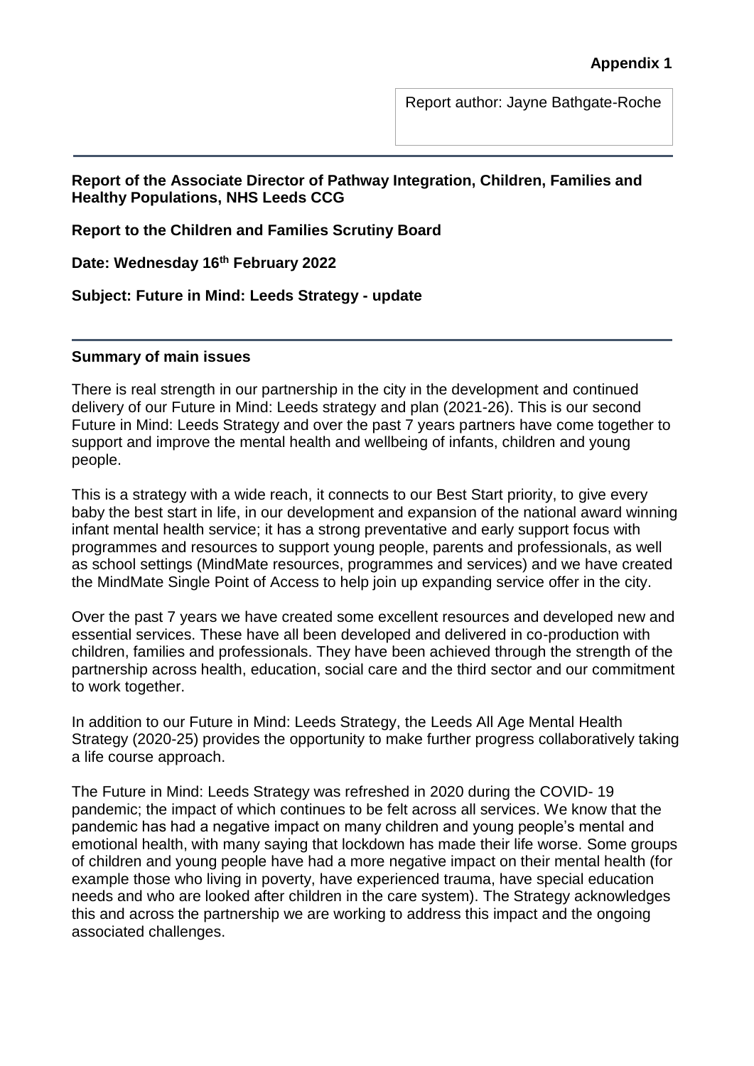**Appendix 1**

Report author: Jayne Bathgate-Roche

**Report of the Associate Director of Pathway Integration, Children, Families and Healthy Populations, NHS Leeds CCG**

**Report to the Children and Families Scrutiny Board**

**Date: Wednesday 16th February 2022**

**Subject: Future in Mind: Leeds Strategy - update**

## Summary of main issues

There is real strength in our partnership in the city in the development and continued delivery of our Future in Mind: Leeds strategy and plan (2021-26). This is our second Future in Mind: Leeds Strategy and over the past 7 years partners have come together to support and improve the mental health and wellbeing of infants, children and young people.

This is a strategy with a wide reach, it connects to our Best Start priority, to give every baby the best start in life, in our development and expansion of the national award winning infant mental health service; it has a strong preventative and early support focus with programmes and resources to support young people, parents and professionals, as well as school settings (MindMate resources, programmes and services) and we have created the MindMate Single Point of Access to help join up expanding service offer in the city.

Over the past 7 years we have created some excellent resources and developed new and essential services. These have all been developed and delivered in co-production with children, families and professionals. They have been achieved through the strength of the partnership across health, education, social care and the third sector and our commitment to work together.

In addition to our Future in Mind: Leeds Strategy, the Leeds All Age Mental Health Strategy (2020-25) provides the opportunity to make further progress collaboratively taking a life course approach.

The Future in Mind: Leeds Strategy was refreshed in 2020 during the COVID- 19 pandemic; the impact of which continues to be felt across all services. We know that the pandemic has had a negative impact on many children and young people's mental and emotional health, with many saying that lockdown has made their life worse. Some groups of children and young people have had a more negative impact on their mental health (for example those who living in poverty, have experienced trauma, have special education needs and who are looked after children in the care system). The Strategy acknowledges this and across the partnership we are working to address this impact and the ongoing associated challenges.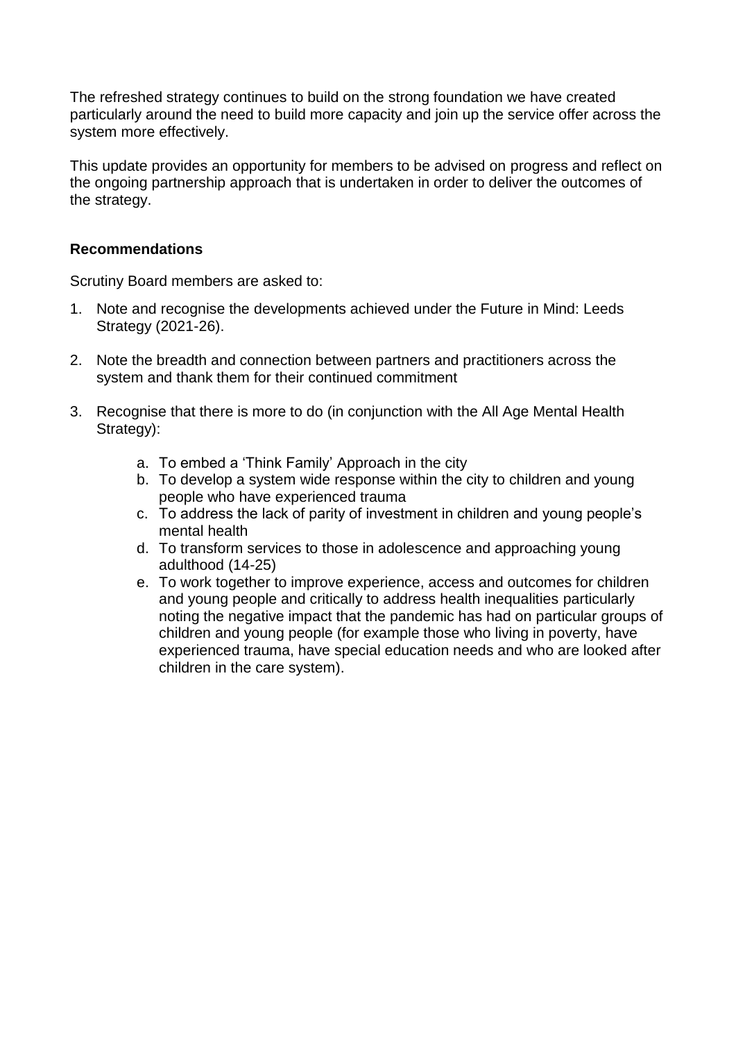The refreshed strategy continues to build on the strong foundation we have created particularly around the need to build more capacity and join up the service offer across the system more effectively.

This update provides an opportunity for members to be advised on progress and reflect on the ongoing partnership approach that is undertaken in order to deliver the outcomes of the strategy.

**Recommendations**

Scrutiny Board members are asked to:

1. Note and recognise the developments achieved under the Future in Mind: Leeds Strategy (2021-26).

2. Note the breadth and connection between partners and practitioners across the system and thank them for their continued commitment

3. Recognise that there is more to do (in conjunction with the All Age Mental Health Strategy):

    a. To embed a 'Think Family' Approach in the city
    b. To develop a system wide response within the city to children and young people who have experienced trauma
    c. To address the lack of parity of investment in children and young people's mental health
    d. To transform services to those in adolescence and approaching young adulthood (14-25)
    e. To work together to improve experience, access and outcomes for children and young people and critically to address health inequalities particularly noting the negative impact that the pandemic has had on particular groups of children and young people (for example those who living in poverty, have experienced trauma, have special education needs and who are looked after children in the care system).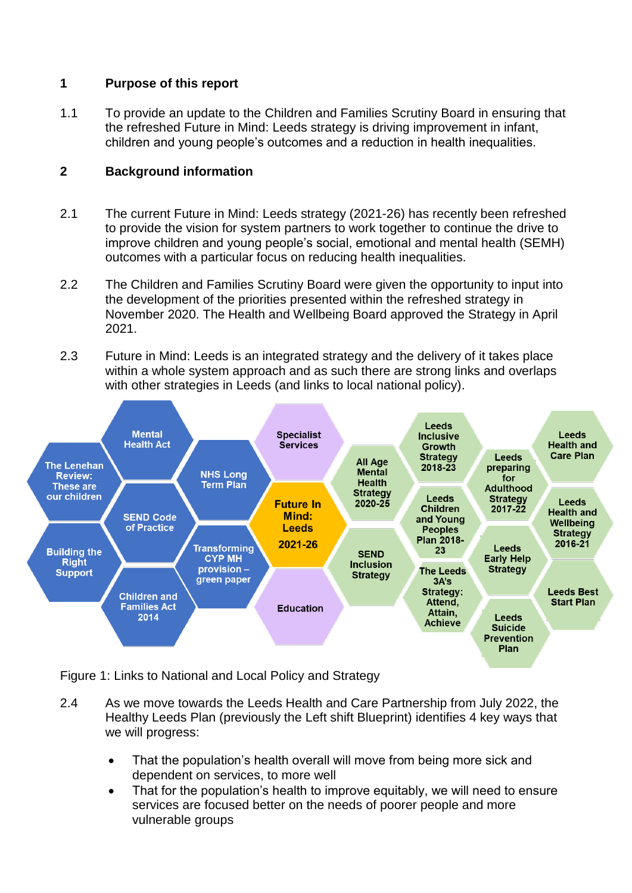## 1 Purpose of this report

1.1 To provide an update to the Children and Families Scrutiny Board in ensuring that the refreshed Future in Mind: Leeds strategy is driving improvement in infant, children and young people's outcomes and a reduction in health inequalities.

## 2 Background information

2.1 The current Future in Mind: Leeds strategy (2021-26) has recently been refreshed to provide the vision for system partners to work together to continue the drive to improve children and young people's social, emotional and mental health (SEMH) outcomes with a particular focus on reducing health inequalities.

2.2 The Children and Families Scrutiny Board were given the opportunity to input into the development of the priorities presented within the refreshed strategy in November 2020. The Health and Wellbeing Board approved the Strategy in April 2021.

2.3 Future in Mind: Leeds is an integrated strategy and the delivery of it takes place within a whole system approach and as such there are strong links and overlaps with other strategies in Leeds (and links to local national policy).

- Future In Mind: Leeds 2021-26
- Mental Health Act
- The Lenehan Review: These are our children
- NHS Long Term Plan
- SEND Code of Practice
- Building the Right Support
- Transforming CYP MH provision – green paper
- Children and Families Act 2014
- Specialist Services
- Education
- All Age Mental Health Strategy 2020-25
- SEND Inclusion Strategy
- Leeds Inclusive Growth Strategy 2018-23
- Leeds Children and Young Peoples Plan 2018-23
- The Leeds 3A's Strategy: Attend, Attain, Achieve
- Leeds preparing for Adulthood Strategy 2017-22
- Leeds Early Help Strategy
- Leeds Suicide Prevention Plan
- Leeds Health and Care Plan
- Leeds Health and Wellbeing Strategy 2016-21
- Leeds Best Start Plan

Figure 1: Links to National and Local Policy and Strategy

2.4 As we move towards the Leeds Health and Care Partnership from July 2022, the Healthy Leeds Plan (previously the Left shift Blueprint) identifies 4 key ways that we will progress:

- That the population's health overall will move from being more sick and dependent on services, to more well
- That for the population's health to improve equitably, we will need to ensure services are focused better on the needs of poorer people and more vulnerable groups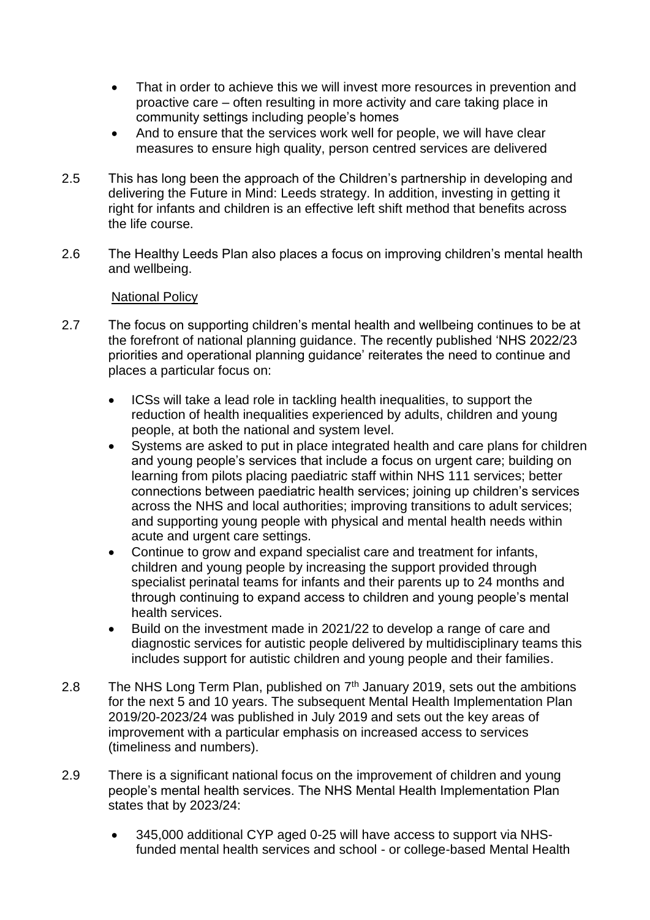- That in order to achieve this we will invest more resources in prevention and proactive care – often resulting in more activity and care taking place in community settings including people's homes
- And to ensure that the services work well for people, we will have clear measures to ensure high quality, person centred services are delivered

2.5 This has long been the approach of the Children's partnership in developing and delivering the Future in Mind: Leeds strategy. In addition, investing in getting it right for infants and children is an effective left shift method that benefits across the life course.

2.6 The Healthy Leeds Plan also places a focus on improving children's mental health and wellbeing.

National Policy

2.7 The focus on supporting children's mental health and wellbeing continues to be at the forefront of national planning guidance. The recently published 'NHS 2022/23 priorities and operational planning guidance' reiterates the need to continue and places a particular focus on:

- ICSs will take a lead role in tackling health inequalities, to support the reduction of health inequalities experienced by adults, children and young people, at both the national and system level.
- Systems are asked to put in place integrated health and care plans for children and young people's services that include a focus on urgent care; building on learning from pilots placing paediatric staff within NHS 111 services; better connections between paediatric health services; joining up children's services across the NHS and local authorities; improving transitions to adult services; and supporting young people with physical and mental health needs within acute and urgent care settings.
- Continue to grow and expand specialist care and treatment for infants, children and young people by increasing the support provided through specialist perinatal teams for infants and their parents up to 24 months and through continuing to expand access to children and young people's mental health services.
- Build on the investment made in 2021/22 to develop a range of care and diagnostic services for autistic people delivered by multidisciplinary teams this includes support for autistic children and young people and their families.

2.8 The NHS Long Term Plan, published on 7th January 2019, sets out the ambitions for the next 5 and 10 years. The subsequent Mental Health Implementation Plan 2019/20-2023/24 was published in July 2019 and sets out the key areas of improvement with a particular emphasis on increased access to services (timeliness and numbers).

2.9 There is a significant national focus on the improvement of children and young people's mental health services. The NHS Mental Health Implementation Plan states that by 2023/24:

- 345,000 additional CYP aged 0-25 will have access to support via NHS-funded mental health services and school - or college-based Mental Health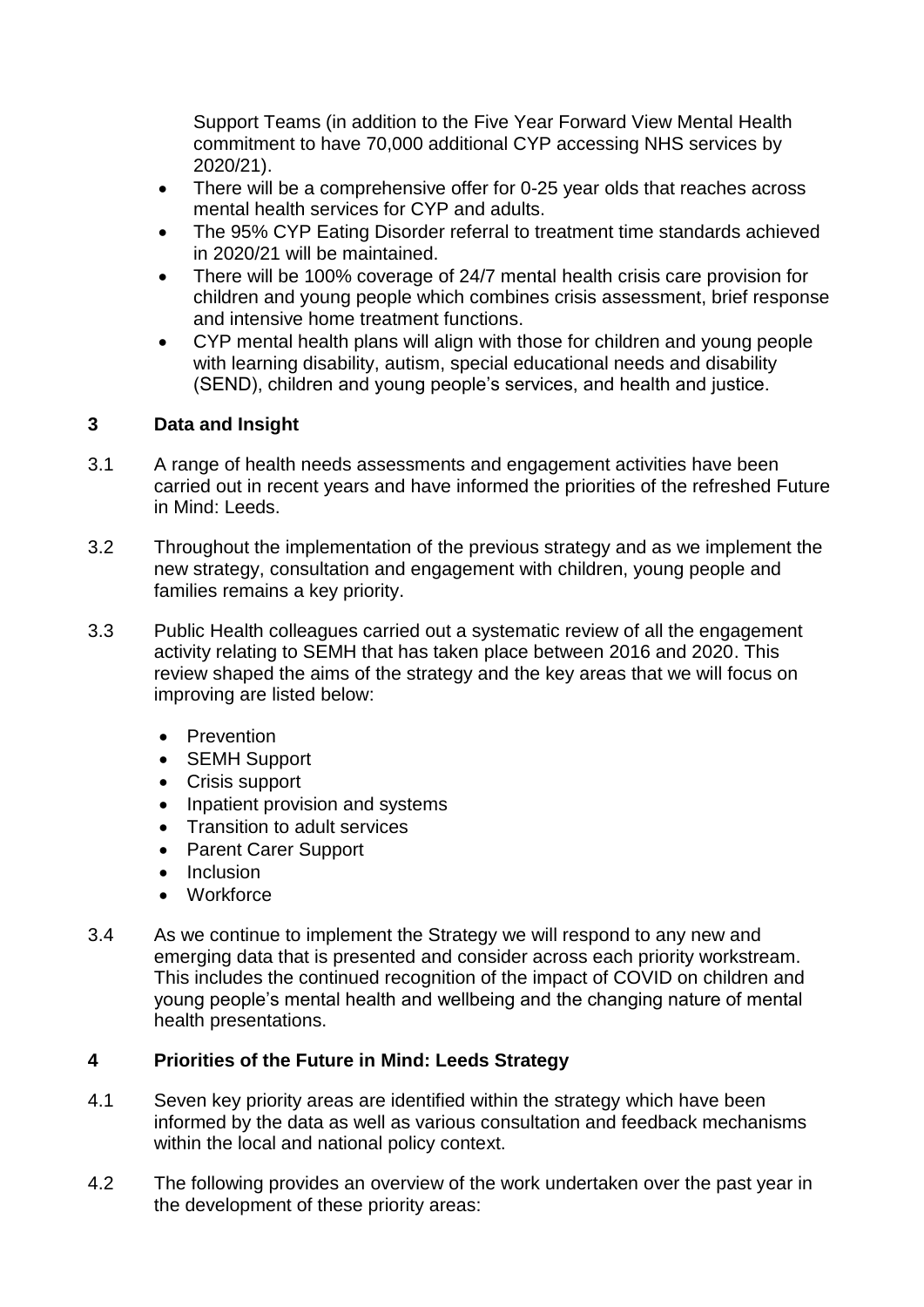Support Teams (in addition to the Five Year Forward View Mental Health commitment to have 70,000 additional CYP accessing NHS services by 2020/21).

- There will be a comprehensive offer for 0-25 year olds that reaches across mental health services for CYP and adults.
- The 95% CYP Eating Disorder referral to treatment time standards achieved in 2020/21 will be maintained.
- There will be 100% coverage of 24/7 mental health crisis care provision for children and young people which combines crisis assessment, brief response and intensive home treatment functions.
- CYP mental health plans will align with those for children and young people with learning disability, autism, special educational needs and disability (SEND), children and young people's services, and health and justice.

## 3 Data and Insight

3.1 A range of health needs assessments and engagement activities have been carried out in recent years and have informed the priorities of the refreshed Future in Mind: Leeds.

3.2 Throughout the implementation of the previous strategy and as we implement the new strategy, consultation and engagement with children, young people and families remains a key priority.

3.3 Public Health colleagues carried out a systematic review of all the engagement activity relating to SEMH that has taken place between 2016 and 2020. This review shaped the aims of the strategy and the key areas that we will focus on improving are listed below:

- Prevention
- SEMH Support
- Crisis support
- Inpatient provision and systems
- Transition to adult services
- Parent Carer Support
- Inclusion
- Workforce

3.4 As we continue to implement the Strategy we will respond to any new and emerging data that is presented and consider across each priority workstream. This includes the continued recognition of the impact of COVID on children and young people's mental health and wellbeing and the changing nature of mental health presentations.

## 4 Priorities of the Future in Mind: Leeds Strategy

4.1 Seven key priority areas are identified within the strategy which have been informed by the data as well as various consultation and feedback mechanisms within the local and national policy context.

4.2 The following provides an overview of the work undertaken over the past year in the development of these priority areas: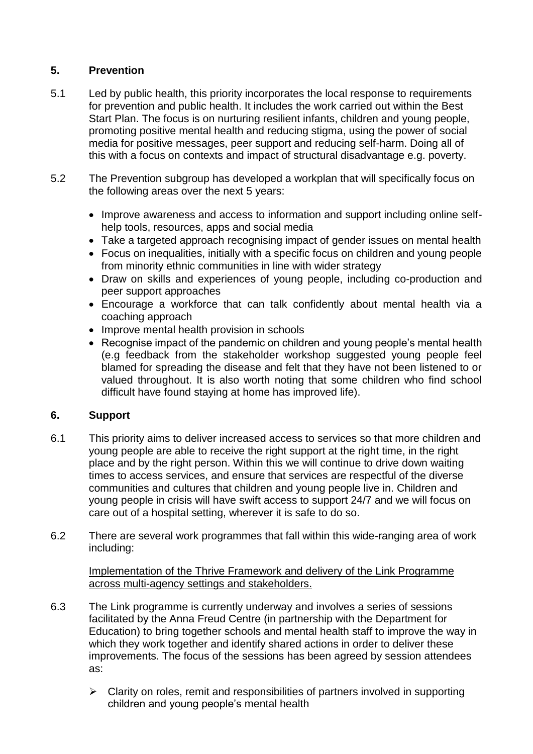## 5. Prevention

5.1 Led by public health, this priority incorporates the local response to requirements for prevention and public health. It includes the work carried out within the Best Start Plan. The focus is on nurturing resilient infants, children and young people, promoting positive mental health and reducing stigma, using the power of social media for positive messages, peer support and reducing self-harm. Doing all of this with a focus on contexts and impact of structural disadvantage e.g. poverty.

5.2 The Prevention subgroup has developed a workplan that will specifically focus on the following areas over the next 5 years:

- Improve awareness and access to information and support including online self-help tools, resources, apps and social media
- Take a targeted approach recognising impact of gender issues on mental health
- Focus on inequalities, initially with a specific focus on children and young people from minority ethnic communities in line with wider strategy
- Draw on skills and experiences of young people, including co-production and peer support approaches
- Encourage a workforce that can talk confidently about mental health via a coaching approach
- Improve mental health provision in schools
- Recognise impact of the pandemic on children and young people's mental health (e.g feedback from the stakeholder workshop suggested young people feel blamed for spreading the disease and felt that they have not been listened to or valued throughout. It is also worth noting that some children who find school difficult have found staying at home has improved life).

## 6. Support

6.1 This priority aims to deliver increased access to services so that more children and young people are able to receive the right support at the right time, in the right place and by the right person. Within this we will continue to drive down waiting times to access services, and ensure that services are respectful of the diverse communities and cultures that children and young people live in. Children and young people in crisis will have swift access to support 24/7 and we will focus on care out of a hospital setting, wherever it is safe to do so.

6.2 There are several work programmes that fall within this wide-ranging area of work including:

<u>Implementation of the Thrive Framework and delivery of the Link Programme across multi-agency settings and stakeholders.</u>

6.3 The Link programme is currently underway and involves a series of sessions facilitated by the Anna Freud Centre (in partnership with the Department for Education) to bring together schools and mental health staff to improve the way in which they work together and identify shared actions in order to deliver these improvements. The focus of the sessions has been agreed by session attendees as:

- Clarity on roles, remit and responsibilities of partners involved in supporting children and young people's mental health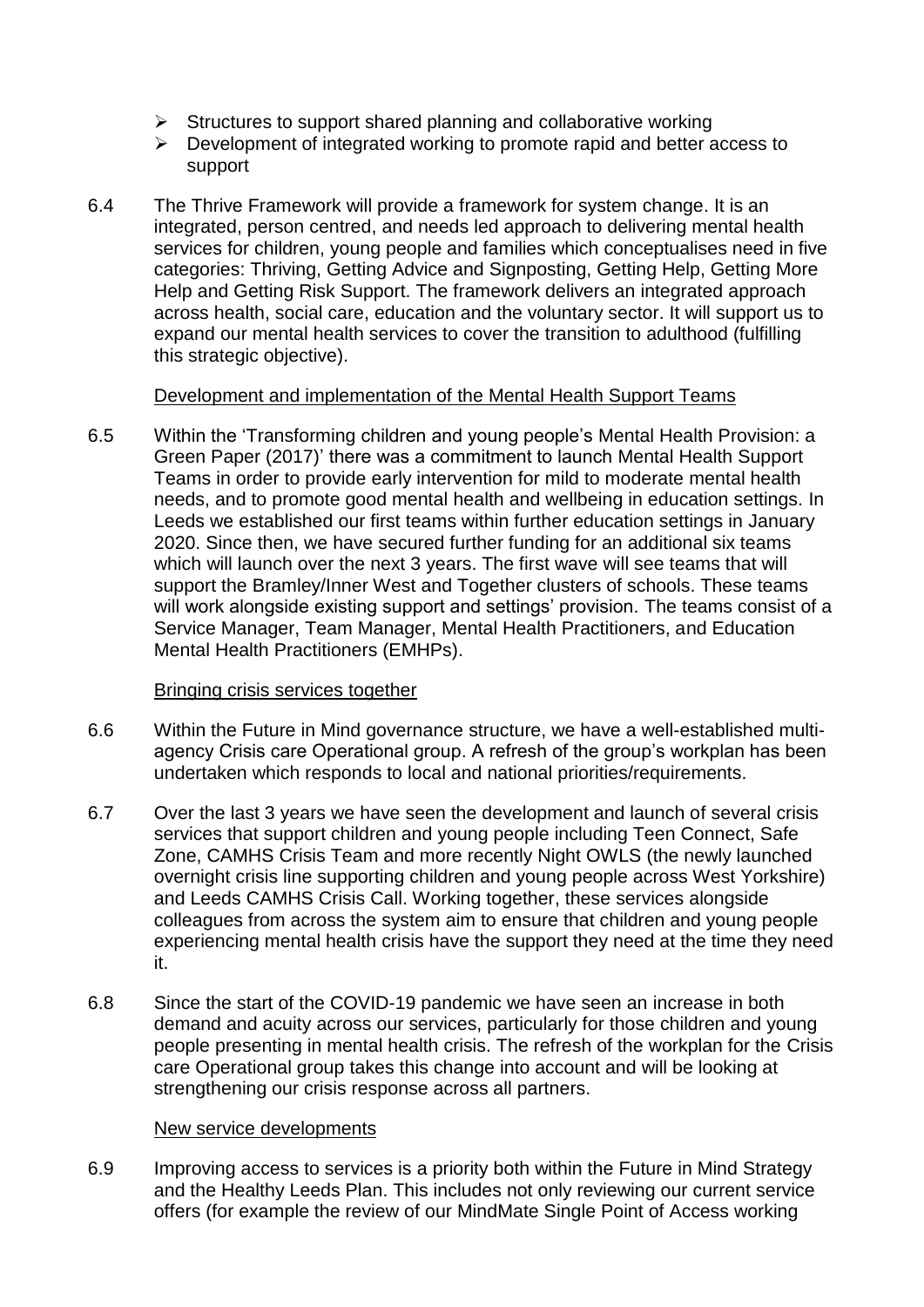- Structures to support shared planning and collaborative working
- Development of integrated working to promote rapid and better access to support

6.4 The Thrive Framework will provide a framework for system change. It is an integrated, person centred, and needs led approach to delivering mental health services for children, young people and families which conceptualises need in five categories: Thriving, Getting Advice and Signposting, Getting Help, Getting More Help and Getting Risk Support. The framework delivers an integrated approach across health, social care, education and the voluntary sector. It will support us to expand our mental health services to cover the transition to adulthood (fulfilling this strategic objective).

Development and implementation of the Mental Health Support Teams

6.5 Within the 'Transforming children and young people's Mental Health Provision: a Green Paper (2017)' there was a commitment to launch Mental Health Support Teams in order to provide early intervention for mild to moderate mental health needs, and to promote good mental health and wellbeing in education settings. In Leeds we established our first teams within further education settings in January 2020. Since then, we have secured further funding for an additional six teams which will launch over the next 3 years. The first wave will see teams that will support the Bramley/Inner West and Together clusters of schools. These teams will work alongside existing support and settings' provision. The teams consist of a Service Manager, Team Manager, Mental Health Practitioners, and Education Mental Health Practitioners (EMHPs).

Bringing crisis services together

6.6 Within the Future in Mind governance structure, we have a well-established multi-agency Crisis care Operational group. A refresh of the group's workplan has been undertaken which responds to local and national priorities/requirements.

6.7 Over the last 3 years we have seen the development and launch of several crisis services that support children and young people including Teen Connect, Safe Zone, CAMHS Crisis Team and more recently Night OWLS (the newly launched overnight crisis line supporting children and young people across West Yorkshire) and Leeds CAMHS Crisis Call. Working together, these services alongside colleagues from across the system aim to ensure that children and young people experiencing mental health crisis have the support they need at the time they need it.

6.8 Since the start of the COVID-19 pandemic we have seen an increase in both demand and acuity across our services, particularly for those children and young people presenting in mental health crisis. The refresh of the workplan for the Crisis care Operational group takes this change into account and will be looking at strengthening our crisis response across all partners.

New service developments

6.9 Improving access to services is a priority both within the Future in Mind Strategy and the Healthy Leeds Plan. This includes not only reviewing our current service offers (for example the review of our MindMate Single Point of Access working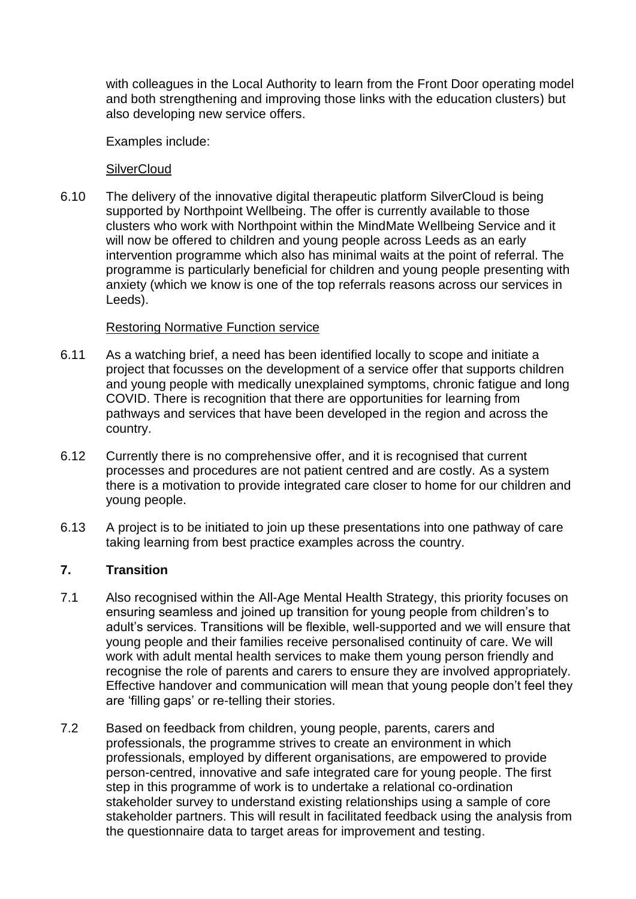with colleagues in the Local Authority to learn from the Front Door operating model and both strengthening and improving those links with the education clusters) but also developing new service offers.

Examples include:

SilverCloud

6.10 The delivery of the innovative digital therapeutic platform SilverCloud is being supported by Northpoint Wellbeing. The offer is currently available to those clusters who work with Northpoint within the MindMate Wellbeing Service and it will now be offered to children and young people across Leeds as an early intervention programme which also has minimal waits at the point of referral. The programme is particularly beneficial for children and young people presenting with anxiety (which we know is one of the top referrals reasons across our services in Leeds).

Restoring Normative Function service

6.11 As a watching brief, a need has been identified locally to scope and initiate a project that focusses on the development of a service offer that supports children and young people with medically unexplained symptoms, chronic fatigue and long COVID. There is recognition that there are opportunities for learning from pathways and services that have been developed in the region and across the country.

6.12 Currently there is no comprehensive offer, and it is recognised that current processes and procedures are not patient centred and are costly. As a system there is a motivation to provide integrated care closer to home for our children and young people.

6.13 A project is to be initiated to join up these presentations into one pathway of care taking learning from best practice examples across the country.

## 7. Transition

7.1 Also recognised within the All-Age Mental Health Strategy, this priority focuses on ensuring seamless and joined up transition for young people from children's to adult's services. Transitions will be flexible, well-supported and we will ensure that young people and their families receive personalised continuity of care. We will work with adult mental health services to make them young person friendly and recognise the role of parents and carers to ensure they are involved appropriately. Effective handover and communication will mean that young people don't feel they are 'filling gaps' or re-telling their stories.

7.2 Based on feedback from children, young people, parents, carers and professionals, the programme strives to create an environment in which professionals, employed by different organisations, are empowered to provide person-centred, innovative and safe integrated care for young people. The first step in this programme of work is to undertake a relational co-ordination stakeholder survey to understand existing relationships using a sample of core stakeholder partners. This will result in facilitated feedback using the analysis from the questionnaire data to target areas for improvement and testing.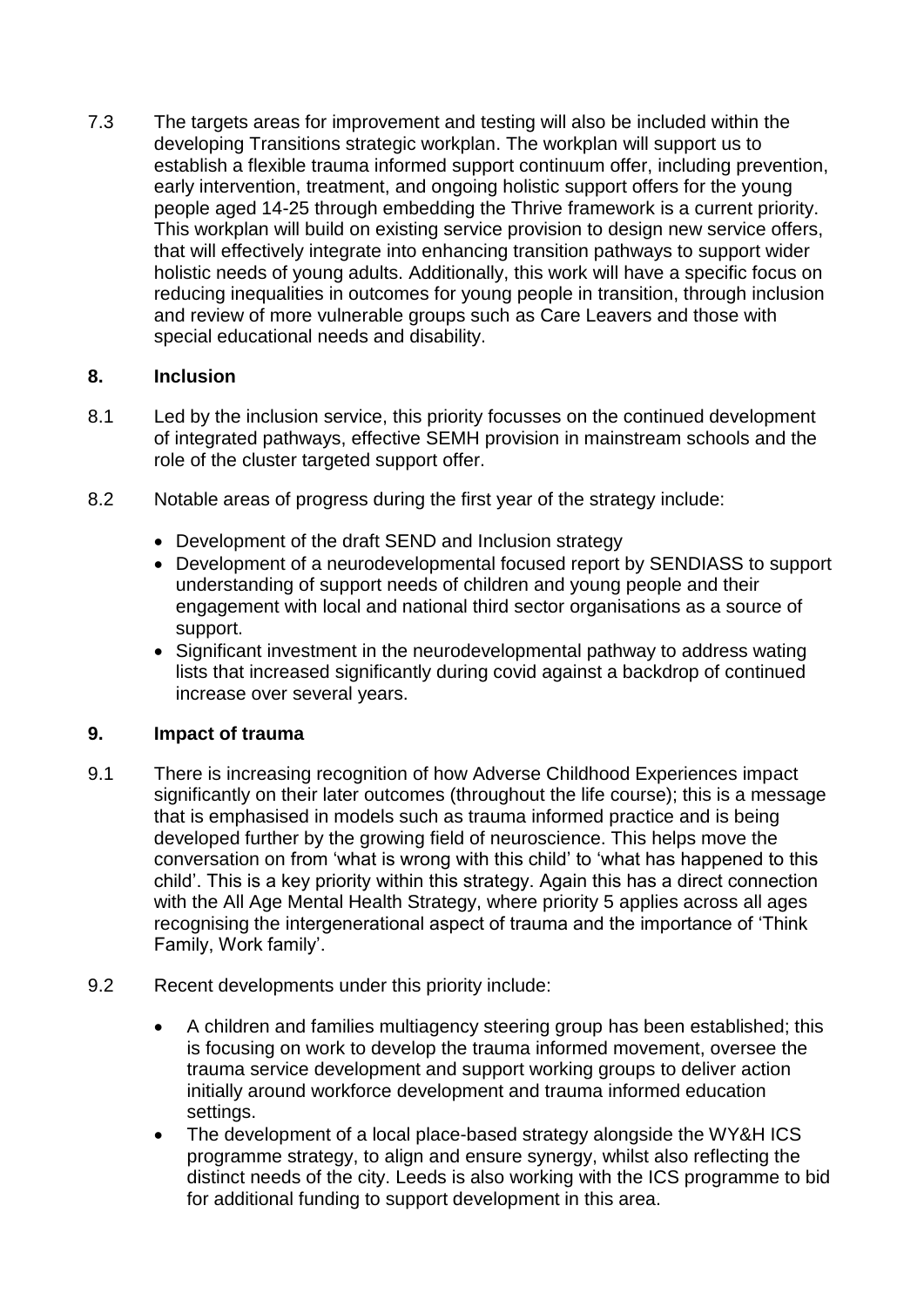7.3 The targets areas for improvement and testing will also be included within the developing Transitions strategic workplan. The workplan will support us to establish a flexible trauma informed support continuum offer, including prevention, early intervention, treatment, and ongoing holistic support offers for the young people aged 14-25 through embedding the Thrive framework is a current priority. This workplan will build on existing service provision to design new service offers, that will effectively integrate into enhancing transition pathways to support wider holistic needs of young adults. Additionally, this work will have a specific focus on reducing inequalities in outcomes for young people in transition, through inclusion and review of more vulnerable groups such as Care Leavers and those with special educational needs and disability.

## 8. Inclusion

8.1 Led by the inclusion service, this priority focusses on the continued development of integrated pathways, effective SEMH provision in mainstream schools and the role of the cluster targeted support offer.

8.2 Notable areas of progress during the first year of the strategy include:

- Development of the draft SEND and Inclusion strategy
- Development of a neurodevelopmental focused report by SENDIASS to support understanding of support needs of children and young people and their engagement with local and national third sector organisations as a source of support.
- Significant investment in the neurodevelopmental pathway to address wating lists that increased significantly during covid against a backdrop of continued increase over several years.

## 9. Impact of trauma

9.1 There is increasing recognition of how Adverse Childhood Experiences impact significantly on their later outcomes (throughout the life course); this is a message that is emphasised in models such as trauma informed practice and is being developed further by the growing field of neuroscience. This helps move the conversation on from 'what is wrong with this child' to 'what has happened to this child'. This is a key priority within this strategy. Again this has a direct connection with the All Age Mental Health Strategy, where priority 5 applies across all ages recognising the intergenerational aspect of trauma and the importance of 'Think Family, Work family'.

9.2 Recent developments under this priority include:

- A children and families multiagency steering group has been established; this is focusing on work to develop the trauma informed movement, oversee the trauma service development and support working groups to deliver action initially around workforce development and trauma informed education settings.
- The development of a local place-based strategy alongside the WY&H ICS programme strategy, to align and ensure synergy, whilst also reflecting the distinct needs of the city. Leeds is also working with the ICS programme to bid for additional funding to support development in this area.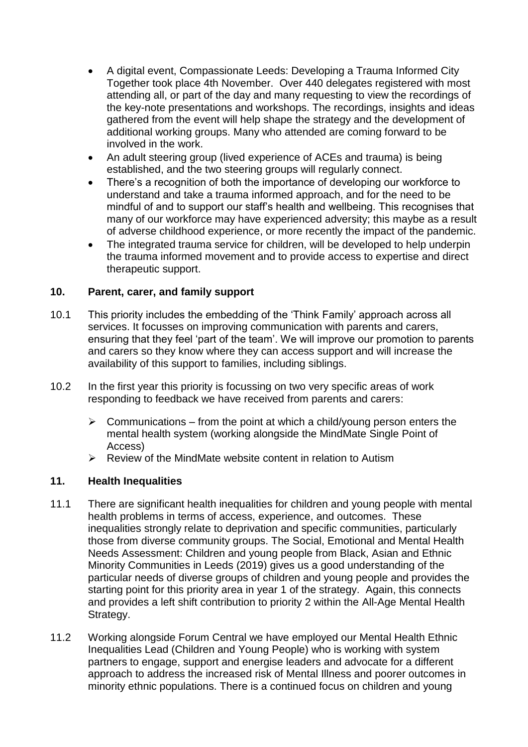- A digital event, Compassionate Leeds: Developing a Trauma Informed City Together took place 4th November. Over 440 delegates registered with most attending all, or part of the day and many requesting to view the recordings of the key-note presentations and workshops. The recordings, insights and ideas gathered from the event will help shape the strategy and the development of additional working groups. Many who attended are coming forward to be involved in the work.
- An adult steering group (lived experience of ACEs and trauma) is being established, and the two steering groups will regularly connect.
- There's a recognition of both the importance of developing our workforce to understand and take a trauma informed approach, and for the need to be mindful of and to support our staff's health and wellbeing. This recognises that many of our workforce may have experienced adversity; this maybe as a result of adverse childhood experience, or more recently the impact of the pandemic.
- The integrated trauma service for children, will be developed to help underpin the trauma informed movement and to provide access to expertise and direct therapeutic support.

## 10. Parent, carer, and family support

10.1 This priority includes the embedding of the 'Think Family' approach across all services. It focusses on improving communication with parents and carers, ensuring that they feel 'part of the team'. We will improve our promotion to parents and carers so they know where they can access support and will increase the availability of this support to families, including siblings.

10.2 In the first year this priority is focussing on two very specific areas of work responding to feedback we have received from parents and carers:

- Communications – from the point at which a child/young person enters the mental health system (working alongside the MindMate Single Point of Access)
- Review of the MindMate website content in relation to Autism

## 11. Health Inequalities

11.1 There are significant health inequalities for children and young people with mental health problems in terms of access, experience, and outcomes. These inequalities strongly relate to deprivation and specific communities, particularly those from diverse community groups. The Social, Emotional and Mental Health Needs Assessment: Children and young people from Black, Asian and Ethnic Minority Communities in Leeds (2019) gives us a good understanding of the particular needs of diverse groups of children and young people and provides the starting point for this priority area in year 1 of the strategy. Again, this connects and provides a left shift contribution to priority 2 within the All-Age Mental Health Strategy.

11.2 Working alongside Forum Central we have employed our Mental Health Ethnic Inequalities Lead (Children and Young People) who is working with system partners to engage, support and energise leaders and advocate for a different approach to address the increased risk of Mental Illness and poorer outcomes in minority ethnic populations. There is a continued focus on children and young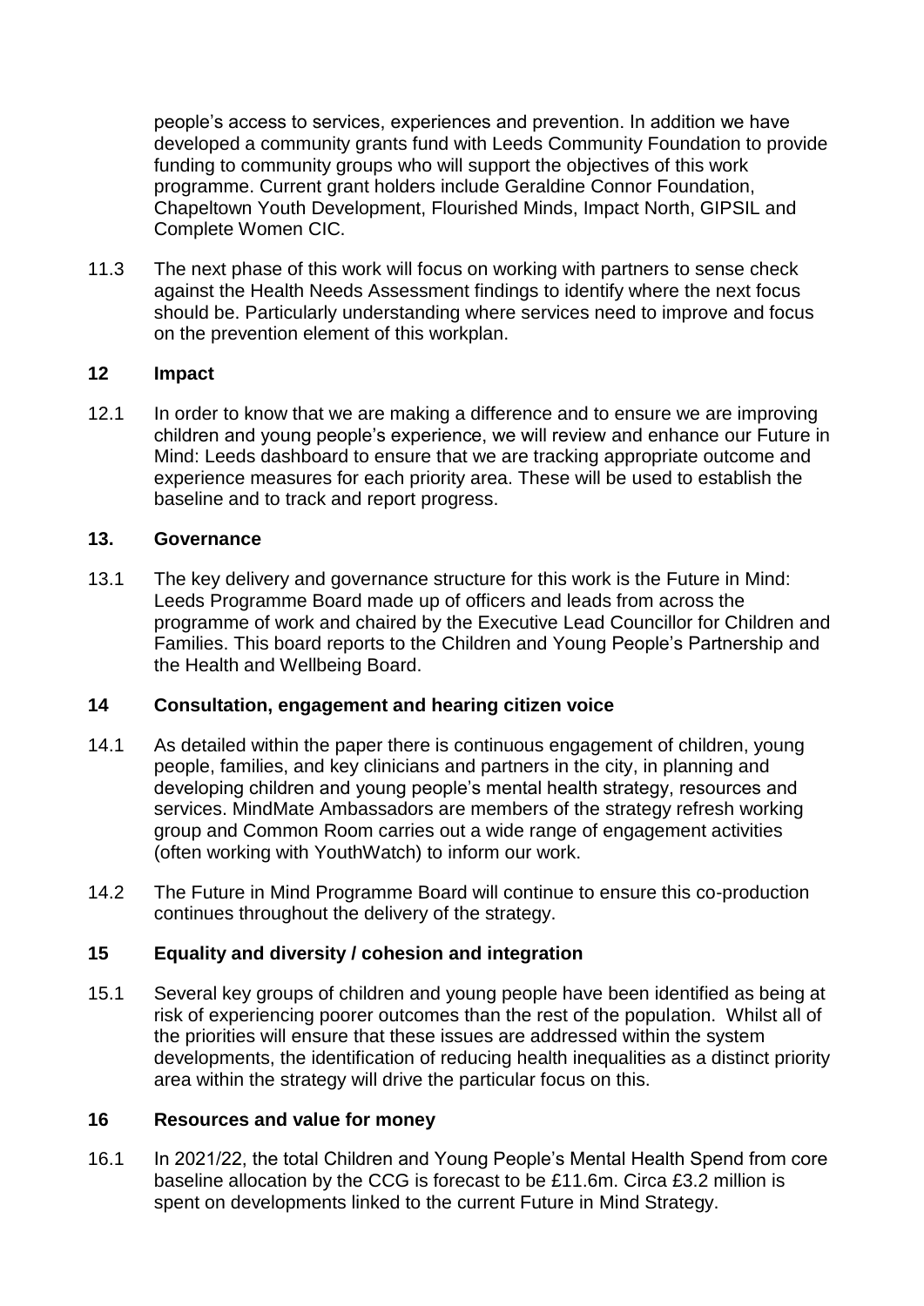people's access to services, experiences and prevention. In addition we have developed a community grants fund with Leeds Community Foundation to provide funding to community groups who will support the objectives of this work programme. Current grant holders include Geraldine Connor Foundation, Chapeltown Youth Development, Flourished Minds, Impact North, GIPSIL and Complete Women CIC.

11.3 The next phase of this work will focus on working with partners to sense check against the Health Needs Assessment findings to identify where the next focus should be. Particularly understanding where services need to improve and focus on the prevention element of this workplan.

## 12 Impact

12.1 In order to know that we are making a difference and to ensure we are improving children and young people's experience, we will review and enhance our Future in Mind: Leeds dashboard to ensure that we are tracking appropriate outcome and experience measures for each priority area. These will be used to establish the baseline and to track and report progress.

## 13. Governance

13.1 The key delivery and governance structure for this work is the Future in Mind: Leeds Programme Board made up of officers and leads from across the programme of work and chaired by the Executive Lead Councillor for Children and Families. This board reports to the Children and Young People's Partnership and the Health and Wellbeing Board.

## 14 Consultation, engagement and hearing citizen voice

14.1 As detailed within the paper there is continuous engagement of children, young people, families, and key clinicians and partners in the city, in planning and developing children and young people's mental health strategy, resources and services. MindMate Ambassadors are members of the strategy refresh working group and Common Room carries out a wide range of engagement activities (often working with YouthWatch) to inform our work.

14.2 The Future in Mind Programme Board will continue to ensure this co-production continues throughout the delivery of the strategy.

## 15 Equality and diversity / cohesion and integration

15.1 Several key groups of children and young people have been identified as being at risk of experiencing poorer outcomes than the rest of the population. Whilst all of the priorities will ensure that these issues are addressed within the system developments, the identification of reducing health inequalities as a distinct priority area within the strategy will drive the particular focus on this.

## 16 Resources and value for money

16.1 In 2021/22, the total Children and Young People's Mental Health Spend from core baseline allocation by the CCG is forecast to be £11.6m. Circa £3.2 million is spent on developments linked to the current Future in Mind Strategy.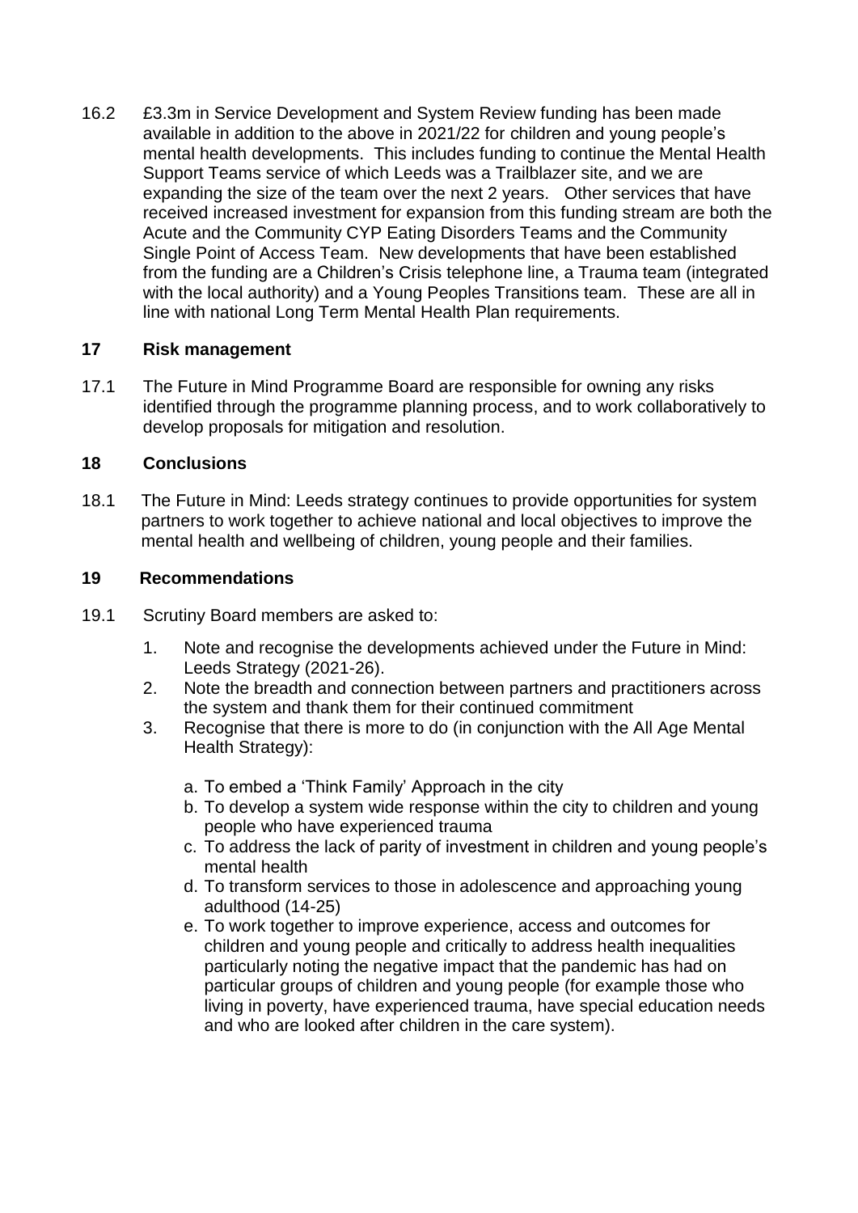16.2 £3.3m in Service Development and System Review funding has been made available in addition to the above in 2021/22 for children and young people's mental health developments. This includes funding to continue the Mental Health Support Teams service of which Leeds was a Trailblazer site, and we are expanding the size of the team over the next 2 years. Other services that have received increased investment for expansion from this funding stream are both the Acute and the Community CYP Eating Disorders Teams and the Community Single Point of Access Team. New developments that have been established from the funding are a Children's Crisis telephone line, a Trauma team (integrated with the local authority) and a Young Peoples Transitions team. These are all in line with national Long Term Mental Health Plan requirements.

## 17 Risk management

17.1 The Future in Mind Programme Board are responsible for owning any risks identified through the programme planning process, and to work collaboratively to develop proposals for mitigation and resolution.

## 18 Conclusions

18.1 The Future in Mind: Leeds strategy continues to provide opportunities for system partners to work together to achieve national and local objectives to improve the mental health and wellbeing of children, young people and their families.

## 19 Recommendations

19.1 Scrutiny Board members are asked to:

1. Note and recognise the developments achieved under the Future in Mind: Leeds Strategy (2021-26).
2. Note the breadth and connection between partners and practitioners across the system and thank them for their continued commitment
3. Recognise that there is more to do (in conjunction with the All Age Mental Health Strategy):

   a. To embed a 'Think Family' Approach in the city
   b. To develop a system wide response within the city to children and young people who have experienced trauma
   c. To address the lack of parity of investment in children and young people's mental health
   d. To transform services to those in adolescence and approaching young adulthood (14-25)
   e. To work together to improve experience, access and outcomes for children and young people and critically to address health inequalities particularly noting the negative impact that the pandemic has had on particular groups of children and young people (for example those who living in poverty, have experienced trauma, have special education needs and who are looked after children in the care system).